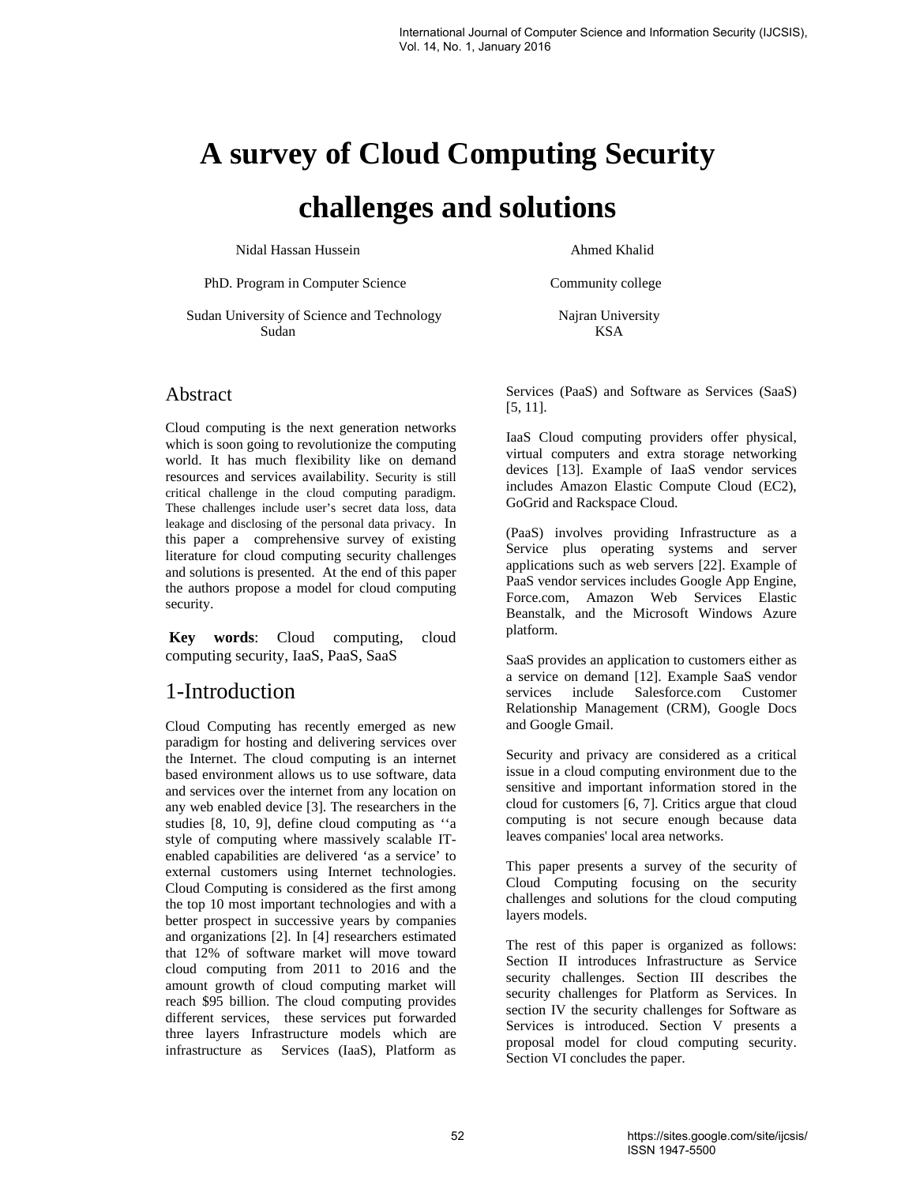# A survey of Cloud Computing Security challenges and solutions

Nidal Hassan Hussein

PhD. Program in Computer Science

Sudan University of Science and Technology
Sudan

Ahmed Khalid

Community college

Najran University
KSA

## Abstract

Cloud computing is the next generation networks which is soon going to revolutionize the computing world. It has much flexibility like on demand resources and services availability. Security is still critical challenge in the cloud computing paradigm. These challenges include user's secret data loss, data leakage and disclosing of the personal data privacy. In this paper a comprehensive survey of existing literature for cloud computing security challenges and solutions is presented. At the end of this paper the authors propose a model for cloud computing security.

**Key words**: Cloud computing, cloud computing security, IaaS, PaaS, SaaS

## 1-Introduction

Cloud Computing has recently emerged as new paradigm for hosting and delivering services over the Internet. The cloud computing is an internet based environment allows us to use software, data and services over the internet from any location on any web enabled device [3]. The researchers in the studies [8, 10, 9], define cloud computing as ''a style of computing where massively scalable IT-enabled capabilities are delivered 'as a service' to external customers using Internet technologies. Cloud Computing is considered as the first among the top 10 most important technologies and with a better prospect in successive years by companies and organizations [2]. In [4] researchers estimated that 12% of software market will move toward cloud computing from 2011 to 2016 and the amount growth of cloud computing market will reach $95 billion. The cloud computing provides different services, these services put forwarded three layers Infrastructure models which are infrastructure as Services (IaaS), Platform as Services (PaaS) and Software as Services (SaaS) [5, 11].

IaaS Cloud computing providers offer physical, virtual computers and extra storage networking devices [13]. Example of IaaS vendor services includes Amazon Elastic Compute Cloud (EC2), GoGrid and Rackspace Cloud.

(PaaS) involves providing Infrastructure as a Service plus operating systems and server applications such as web servers [22]. Example of PaaS vendor services includes Google App Engine, Force.com, Amazon Web Services Elastic Beanstalk, and the Microsoft Windows Azure platform.

SaaS provides an application to customers either as a service on demand [12]. Example SaaS vendor services include Salesforce.com Customer Relationship Management (CRM), Google Docs and Google Gmail.

Security and privacy are considered as a critical issue in a cloud computing environment due to the sensitive and important information stored in the cloud for customers [6, 7]. Critics argue that cloud computing is not secure enough because data leaves companies' local area networks.

This paper presents a survey of the security of Cloud Computing focusing on the security challenges and solutions for the cloud computing layers models.

The rest of this paper is organized as follows: Section II introduces Infrastructure as Service security challenges. Section III describes the security challenges for Platform as Services. In section IV the security challenges for Software as Services is introduced. Section V presents a proposal model for cloud computing security. Section VI concludes the paper.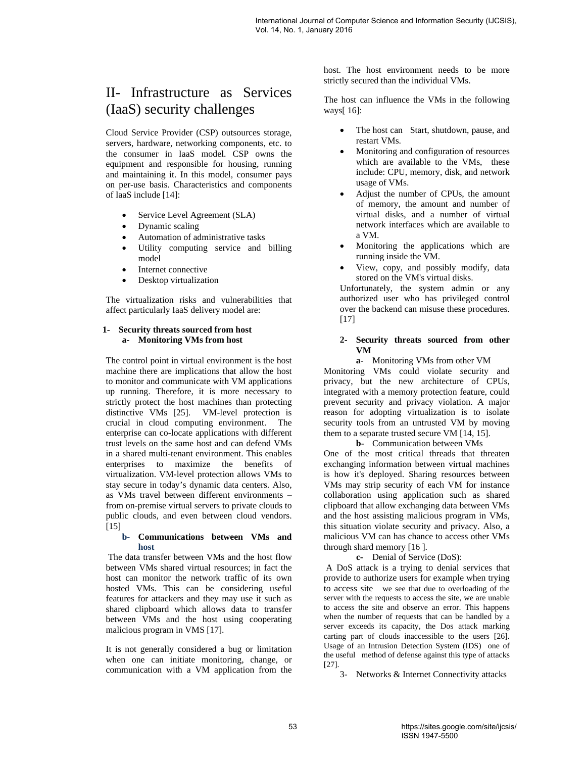# II- Infrastructure as Services (IaaS) security challenges

Cloud Service Provider (CSP) outsources storage, servers, hardware, networking components, etc. to the consumer in IaaS model. CSP owns the equipment and responsible for housing, running and maintaining it. In this model, consumer pays on per-use basis. Characteristics and components of IaaS include [14]:

- Service Level Agreement (SLA)
- Dynamic scaling
- Automation of administrative tasks
- Utility computing service and billing model
- Internet connective
- Desktop virtualization

The virtualization risks and vulnerabilities that affect particularly IaaS delivery model are:

**1- Security threats sourced from host**

**a- Monitoring VMs from host**

The control point in virtual environment is the host machine there are implications that allow the host to monitor and communicate with VM applications up running. Therefore, it is more necessary to strictly protect the host machines than protecting distinctive VMs [25]. VM-level protection is crucial in cloud computing environment. The enterprise can co-locate applications with different trust levels on the same host and can defend VMs in a shared multi-tenant environment. This enables enterprises to maximize the benefits of virtualization. VM-level protection allows VMs to stay secure in today's dynamic data centers. Also, as VMs travel between different environments – from on-premise virtual servers to private clouds to public clouds, and even between cloud vendors. [15]

**b- Communications between VMs and host**

The data transfer between VMs and the host flow between VMs shared virtual resources; in fact the host can monitor the network traffic of its own hosted VMs. This can be considering useful features for attackers and they may use it such as shared clipboard which allows data to transfer between VMs and the host using cooperating malicious program in VMS [17].

It is not generally considered a bug or limitation when one can initiate monitoring, change, or communication with a VM application from the host. The host environment needs to be more strictly secured than the individual VMs.

The host can influence the VMs in the following ways[ 16]:

- The host can Start, shutdown, pause, and restart VMs.
- Monitoring and configuration of resources which are available to the VMs, these include: CPU, memory, disk, and network usage of VMs.
- Adjust the number of CPUs, the amount of memory, the amount and number of virtual disks, and a number of virtual network interfaces which are available to a VM.
- Monitoring the applications which are running inside the VM.
- View, copy, and possibly modify, data stored on the VM's virtual disks.

Unfortunately, the system admin or any authorized user who has privileged control over the backend can misuse these procedures. [17]

**2- Security threats sourced from other VM**

**a-** Monitoring VMs from other VM

Monitoring VMs could violate security and privacy, but the new architecture of CPUs, integrated with a memory protection feature, could prevent security and privacy violation. A major reason for adopting virtualization is to isolate security tools from an untrusted VM by moving them to a separate trusted secure VM [14, 15].

**b-** Communication between VMs

One of the most critical threads that threaten exchanging information between virtual machines is how it's deployed. Sharing resources between VMs may strip security of each VM for instance collaboration using application such as shared clipboard that allow exchanging data between VMs and the host assisting malicious program in VMs, this situation violate security and privacy. Also, a malicious VM can has chance to access other VMs through shard memory [16 ].

**c-** Denial of Service (DoS):

A DoS attack is a trying to denial services that provide to authorize users for example when trying to access site we see that due to overloading of the server with the requests to access the site, we are unable to access the site and observe an error. This happens when the number of requests that can be handled by a server exceeds its capacity, the Dos attack marking carting part of clouds inaccessible to the users [26]. Usage of an Intrusion Detection System (IDS) one of the useful method of defense against this type of attacks [27].

3- Networks & Internet Connectivity attacks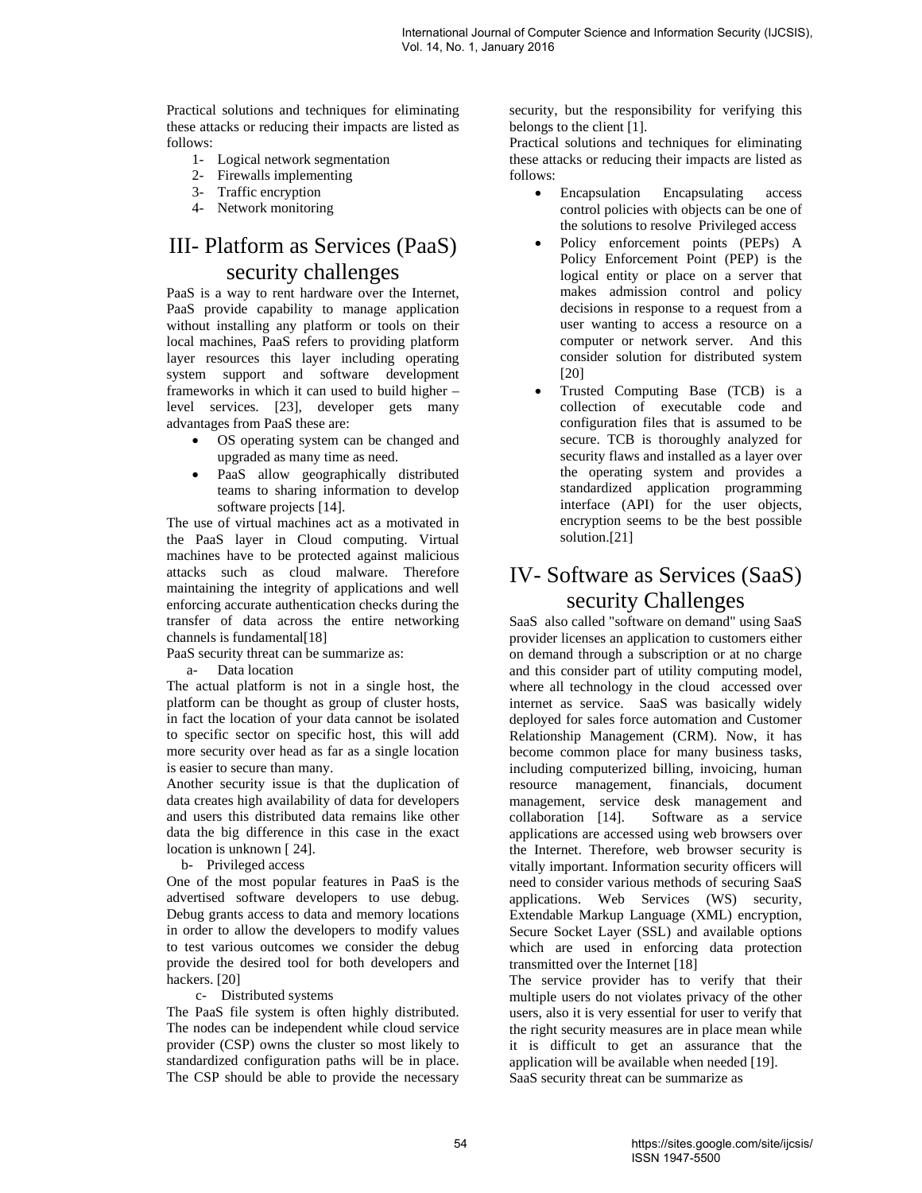Practical solutions and techniques for eliminating these attacks or reducing their impacts are listed as follows:

1- Logical network segmentation
2- Firewalls implementing
3- Traffic encryption
4- Network monitoring

# III- Platform as Services (PaaS) security challenges

PaaS is a way to rent hardware over the Internet, PaaS provide capability to manage application without installing any platform or tools on their local machines, PaaS refers to providing platform layer resources this layer including operating system support and software development frameworks in which it can used to build higher – level services. [23], developer gets many advantages from PaaS these are:

- OS operating system can be changed and upgraded as many time as need.
- PaaS allow geographically distributed teams to sharing information to develop software projects [14].

The use of virtual machines act as a motivated in the PaaS layer in Cloud computing. Virtual machines have to be protected against malicious attacks such as cloud malware. Therefore maintaining the integrity of applications and well enforcing accurate authentication checks during the transfer of data across the entire networking channels is fundamental[18]

PaaS security threat can be summarize as:

a- Data location

The actual platform is not in a single host, the platform can be thought as group of cluster hosts, in fact the location of your data cannot be isolated to specific sector on specific host, this will add more security over head as far as a single location is easier to secure than many.

Another security issue is that the duplication of data creates high availability of data for developers and users this distributed data remains like other data the big difference in this case in the exact location is unknown [ 24].

b- Privileged access

One of the most popular features in PaaS is the advertised software developers to use debug. Debug grants access to data and memory locations in order to allow the developers to modify values to test various outcomes we consider the debug provide the desired tool for both developers and hackers. [20]

c- Distributed systems

The PaaS file system is often highly distributed. The nodes can be independent while cloud service provider (CSP) owns the cluster so most likely to standardized configuration paths will be in place. The CSP should be able to provide the necessary security, but the responsibility for verifying this belongs to the client [1].

Practical solutions and techniques for eliminating these attacks or reducing their impacts are listed as follows:

- Encapsulation Encapsulating access control policies with objects can be one of the solutions to resolve Privileged access
- Policy enforcement points (PEPs) A Policy Enforcement Point (PEP) is the logical entity or place on a server that makes admission control and policy decisions in response to a request from a user wanting to access a resource on a computer or network server. And this consider solution for distributed system [20]
- Trusted Computing Base (TCB) is a collection of executable code and configuration files that is assumed to be secure. TCB is thoroughly analyzed for security flaws and installed as a layer over the operating system and provides a standardized application programming interface (API) for the user objects, encryption seems to be the best possible solution.[21]

# IV- Software as Services (SaaS) security Challenges

SaaS also called "software on demand" using SaaS provider licenses an application to customers either on demand through a subscription or at no charge and this consider part of utility computing model, where all technology in the cloud accessed over internet as service. SaaS was basically widely deployed for sales force automation and Customer Relationship Management (CRM). Now, it has become common place for many business tasks, including computerized billing, invoicing, human resource management, financials, document management, service desk management and collaboration [14]. Software as a service applications are accessed using web browsers over the Internet. Therefore, web browser security is vitally important. Information security officers will need to consider various methods of securing SaaS applications. Web Services (WS) security, Extendable Markup Language (XML) encryption, Secure Socket Layer (SSL) and available options which are used in enforcing data protection transmitted over the Internet [18]

The service provider has to verify that their multiple users do not violates privacy of the other users, also it is very essential for user to verify that the right security measures are in place mean while it is difficult to get an assurance that the application will be available when needed [19].

SaaS security threat can be summarize as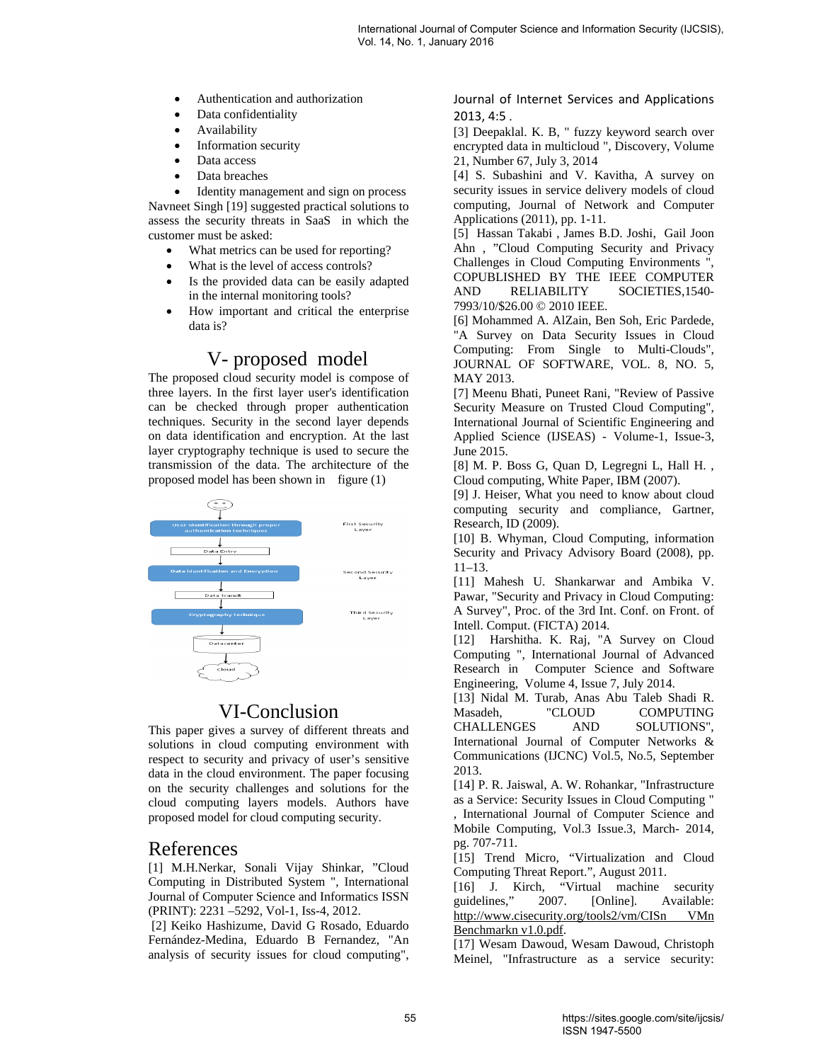- Authentication and authorization
- Data confidentiality
- Availability
- Information security
- Data access
- Data breaches
- Identity management and sign on process

Navneet Singh [19] suggested practical solutions to assess the security threats in SaaS in which the customer must be asked:

- What metrics can be used for reporting?
- What is the level of access controls?
- Is the provided data can be easily adapted in the internal monitoring tools?
- How important and critical the enterprise data is?

# V- proposed model

The proposed cloud security model is compose of three layers. In the first layer user's identification can be checked through proper authentication techniques. Security in the second layer depends on data identification and encryption. At the last layer cryptography technique is used to secure the transmission of the data. The architecture of the proposed model has been shown in figure (1)

User identification through proper authentication techniques — First Security Layer

Data Entry

Data identification and Encryption — Second Security Layer

Data transit

Cryptography technique — Third Security Layer

Datacenter

cloud

# VI-Conclusion

This paper gives a survey of different threats and solutions in cloud computing environment with respect to security and privacy of user's sensitive data in the cloud environment. The paper focusing on the security challenges and solutions for the cloud computing layers models. Authors have proposed model for cloud computing security.

# References

[1] M.H.Nerkar, Sonali Vijay Shinkar, "Cloud Computing in Distributed System ", International Journal of Computer Science and Informatics ISSN (PRINT): 2231 –5292, Vol-1, Iss-4, 2012.

[2] Keiko Hashizume, David G Rosado, Eduardo Fernández-Medina, Eduardo B Fernandez, "An analysis of security issues for cloud computing", Journal of Internet Services and Applications 2013, 4:5 .

[3] Deepaklal. K. B, " fuzzy keyword search over encrypted data in multicloud ", Discovery, Volume 21, Number 67, July 3, 2014

[4] S. Subashini and V. Kavitha, A survey on security issues in service delivery models of cloud computing, Journal of Network and Computer Applications (2011), pp. 1-11.

[5] Hassan Takabi , James B.D. Joshi, Gail Joon Ahn , "Cloud Computing Security and Privacy Challenges in Cloud Computing Environments ", COPUBLISHED BY THE IEEE COMPUTER AND RELIABILITY SOCIETIES,1540-7993/10/$26.00 © 2010 IEEE.

[6] Mohammed A. AlZain, Ben Soh, Eric Pardede, "A Survey on Data Security Issues in Cloud Computing: From Single to Multi-Clouds", JOURNAL OF SOFTWARE, VOL. 8, NO. 5, MAY 2013.

[7] Meenu Bhati, Puneet Rani, "Review of Passive Security Measure on Trusted Cloud Computing", International Journal of Scientific Engineering and Applied Science (IJSEAS) - Volume-1, Issue-3, June 2015.

[8] M. P. Boss G, Quan D, Legregni L, Hall H. , Cloud computing, White Paper, IBM (2007).

[9] J. Heiser, What you need to know about cloud computing security and compliance, Gartner, Research, ID (2009).

[10] B. Whyman, Cloud Computing, information Security and Privacy Advisory Board (2008), pp. 11–13.

[11] Mahesh U. Shankarwar and Ambika V. Pawar, "Security and Privacy in Cloud Computing: A Survey", Proc. of the 3rd Int. Conf. on Front. of Intell. Comput. (FICTA) 2014.

[12] Harshitha. K. Raj, "A Survey on Cloud Computing ", International Journal of Advanced Research in Computer Science and Software Engineering, Volume 4, Issue 7, July 2014.

[13] Nidal M. Turab, Anas Abu Taleb Shadi R. Masadeh, "CLOUD COMPUTING CHALLENGES AND SOLUTIONS", International Journal of Computer Networks & Communications (IJCNC) Vol.5, No.5, September 2013.

[14] P. R. Jaiswal, A. W. Rohankar, "Infrastructure as a Service: Security Issues in Cloud Computing " , International Journal of Computer Science and Mobile Computing, Vol.3 Issue.3, March- 2014, pg. 707-711.

[15] Trend Micro, "Virtualization and Cloud Computing Threat Report.", August 2011.

[16] J. Kirch, "Virtual machine security guidelines," 2007. [Online]. Available: http://www.cisecurity.org/tools2/vm/CISn VMn Benchmarkn v1.0.pdf.

[17] Wesam Dawoud, Wesam Dawoud, Christoph Meinel, "Infrastructure as a service security: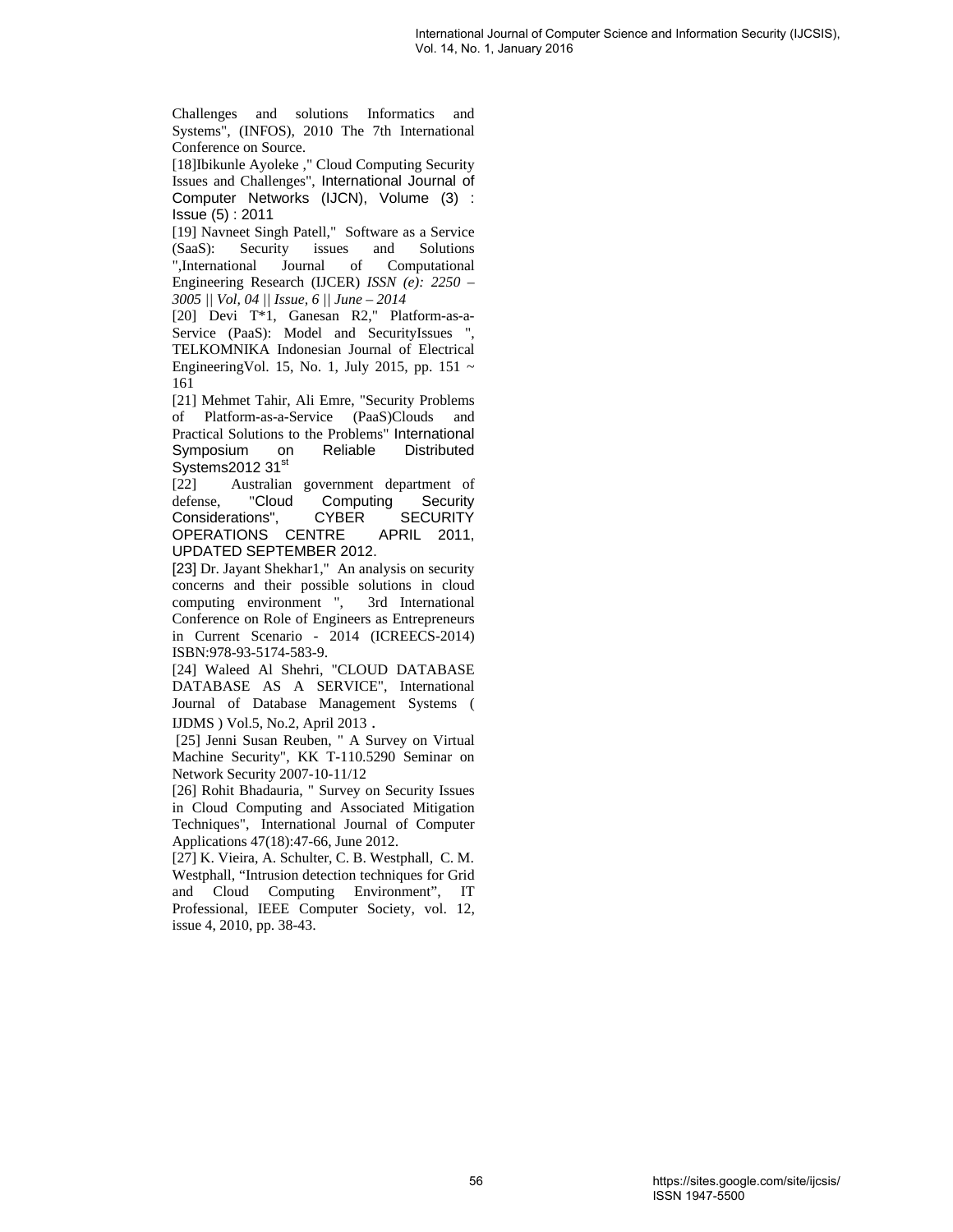Challenges and solutions Informatics and Systems", (INFOS), 2010 The 7th International Conference on Source.

[18]Ibikunle Ayoleke ," Cloud Computing Security Issues and Challenges", International Journal of Computer Networks (IJCN), Volume (3) : Issue (5) : 2011

[19] Navneet Singh Patell," Software as a Service (SaaS): Security issues and Solutions ",International Journal of Computational Engineering Research (IJCER) *ISSN (e): 2250 – 3005 || Vol, 04 || Issue, 6 || June – 2014*

[20] Devi T*1, Ganesan R2," Platform-as-a-Service (PaaS): Model and SecurityIssues ", TELKOMNIKA Indonesian Journal of Electrical EngineeringVol. 15, No. 1, July 2015, pp. 151 ~ 161

[21] Mehmet Tahir, Ali Emre, "Security Problems of Platform-as-a-Service (PaaS)Clouds and Practical Solutions to the Problems" International Symposium on Reliable Distributed Systems2012 31st

[22] Australian government department of defense, "Cloud Computing Security Considerations", CYBER SECURITY OPERATIONS CENTRE APRIL 2011, UPDATED SEPTEMBER 2012.

[23] Dr. Jayant Shekhar1," An analysis on security concerns and their possible solutions in cloud computing environment ", 3rd International Conference on Role of Engineers as Entrepreneurs in Current Scenario - 2014 (ICREECS-2014) ISBN:978-93-5174-583-9.

[24] Waleed Al Shehri, "CLOUD DATABASE DATABASE AS A SERVICE", International Journal of Database Management Systems ( IJDMS ) Vol.5, No.2, April 2013 .

[25] Jenni Susan Reuben, " A Survey on Virtual Machine Security", KK T-110.5290 Seminar on Network Security 2007-10-11/12

[26] Rohit Bhadauria, " Survey on Security Issues in Cloud Computing and Associated Mitigation Techniques", International Journal of Computer Applications 47(18):47-66, June 2012.

[27] K. Vieira, A. Schulter, C. B. Westphall, C. M. Westphall, "Intrusion detection techniques for Grid and Cloud Computing Environment", IT Professional, IEEE Computer Society, vol. 12, issue 4, 2010, pp. 38-43.